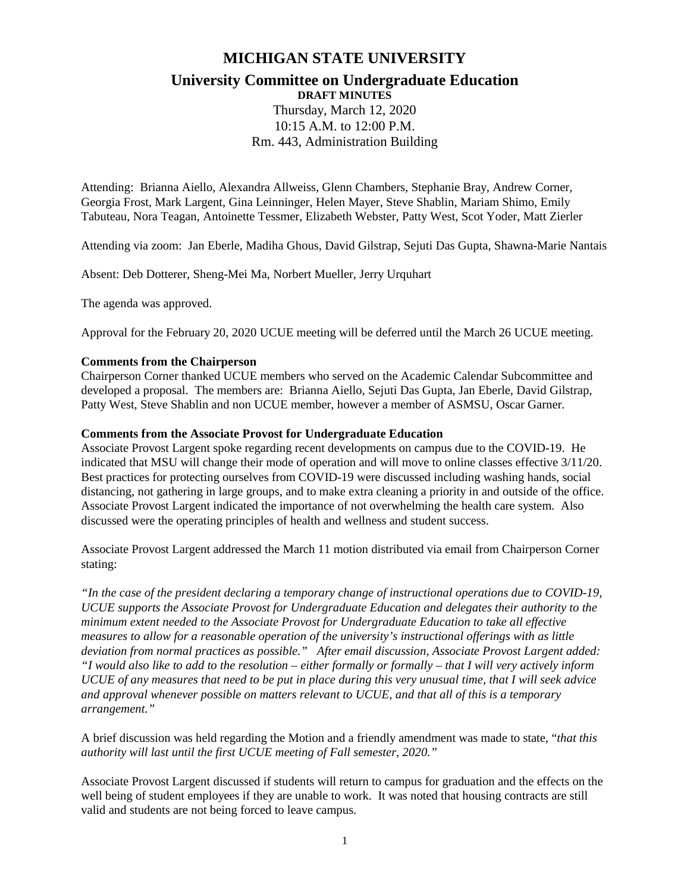# MICHIGAN STATE UNIVERSITY

## University Committee on Undergraduate Education

**DRAFT MINUTES**

Thursday, March 12, 2020
10:15 A.M. to 12:00 P.M.
Rm. 443, Administration Building

Attending: Brianna Aiello, Alexandra Allweiss, Glenn Chambers, Stephanie Bray, Andrew Corner, Georgia Frost, Mark Largent, Gina Leinninger, Helen Mayer, Steve Shablin, Mariam Shimo, Emily Tabuteau, Nora Teagan, Antoinette Tessmer, Elizabeth Webster, Patty West, Scot Yoder, Matt Zierler

Attending via zoom: Jan Eberle, Madiha Ghous, David Gilstrap, Sejuti Das Gupta, Shawna-Marie Nantais

Absent: Deb Dotterer, Sheng-Mei Ma, Norbert Mueller, Jerry Urquhart

The agenda was approved.

Approval for the February 20, 2020 UCUE meeting will be deferred until the March 26 UCUE meeting.

**Comments from the Chairperson**

Chairperson Corner thanked UCUE members who served on the Academic Calendar Subcommittee and developed a proposal. The members are: Brianna Aiello, Sejuti Das Gupta, Jan Eberle, David Gilstrap, Patty West, Steve Shablin and non UCUE member, however a member of ASMSU, Oscar Garner.

**Comments from the Associate Provost for Undergraduate Education**

Associate Provost Largent spoke regarding recent developments on campus due to the COVID-19. He indicated that MSU will change their mode of operation and will move to online classes effective 3/11/20. Best practices for protecting ourselves from COVID-19 were discussed including washing hands, social distancing, not gathering in large groups, and to make extra cleaning a priority in and outside of the office. Associate Provost Largent indicated the importance of not overwhelming the health care system. Also discussed were the operating principles of health and wellness and student success.

Associate Provost Largent addressed the March 11 motion distributed via email from Chairperson Corner stating:

*"In the case of the president declaring a temporary change of instructional operations due to COVID-19, UCUE supports the Associate Provost for Undergraduate Education and delegates their authority to the minimum extent needed to the Associate Provost for Undergraduate Education to take all effective measures to allow for a reasonable operation of the university's instructional offerings with as little deviation from normal practices as possible." After email discussion, Associate Provost Largent added: "I would also like to add to the resolution – either formally or formally – that I will very actively inform UCUE of any measures that need to be put in place during this very unusual time, that I will seek advice and approval whenever possible on matters relevant to UCUE, and that all of this is a temporary arrangement."*

A brief discussion was held regarding the Motion and a friendly amendment was made to state, "*that this authority will last until the first UCUE meeting of Fall semester, 2020."*

Associate Provost Largent discussed if students will return to campus for graduation and the effects on the well being of student employees if they are unable to work. It was noted that housing contracts are still valid and students are not being forced to leave campus.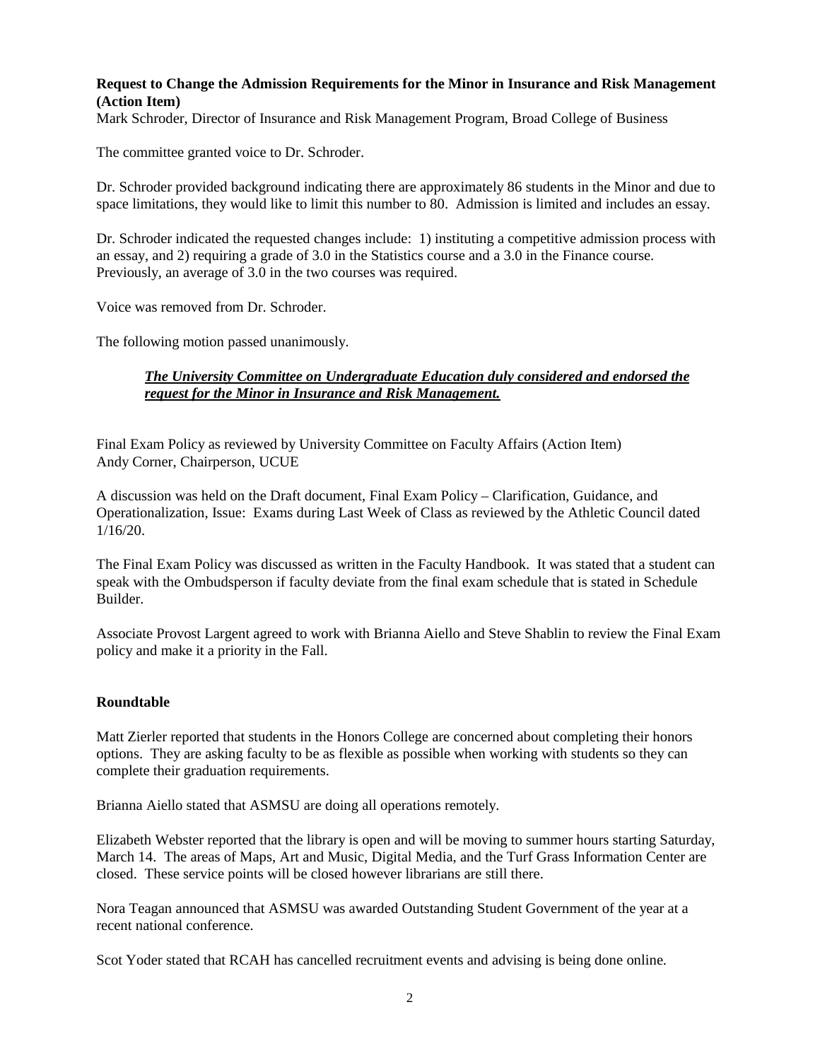**Request to Change the Admission Requirements for the Minor in Insurance and Risk Management (Action Item)**
Mark Schroder, Director of Insurance and Risk Management Program, Broad College of Business

The committee granted voice to Dr. Schroder.

Dr. Schroder provided background indicating there are approximately 86 students in the Minor and due to space limitations, they would like to limit this number to 80. Admission is limited and includes an essay.

Dr. Schroder indicated the requested changes include: 1) instituting a competitive admission process with an essay, and 2) requiring a grade of 3.0 in the Statistics course and a 3.0 in the Finance course. Previously, an average of 3.0 in the two courses was required.

Voice was removed from Dr. Schroder.

The following motion passed unanimously.

> ***The University Committee on Undergraduate Education duly considered and endorsed the request for the Minor in Insurance and Risk Management.***

Final Exam Policy as reviewed by University Committee on Faculty Affairs (Action Item)
Andy Corner, Chairperson, UCUE

A discussion was held on the Draft document, Final Exam Policy – Clarification, Guidance, and Operationalization, Issue: Exams during Last Week of Class as reviewed by the Athletic Council dated 1/16/20.

The Final Exam Policy was discussed as written in the Faculty Handbook. It was stated that a student can speak with the Ombudsperson if faculty deviate from the final exam schedule that is stated in Schedule Builder.

Associate Provost Largent agreed to work with Brianna Aiello and Steve Shablin to review the Final Exam policy and make it a priority in the Fall.

**Roundtable**

Matt Zierler reported that students in the Honors College are concerned about completing their honors options. They are asking faculty to be as flexible as possible when working with students so they can complete their graduation requirements.

Brianna Aiello stated that ASMSU are doing all operations remotely.

Elizabeth Webster reported that the library is open and will be moving to summer hours starting Saturday, March 14. The areas of Maps, Art and Music, Digital Media, and the Turf Grass Information Center are closed. These service points will be closed however librarians are still there.

Nora Teagan announced that ASMSU was awarded Outstanding Student Government of the year at a recent national conference.

Scot Yoder stated that RCAH has cancelled recruitment events and advising is being done online.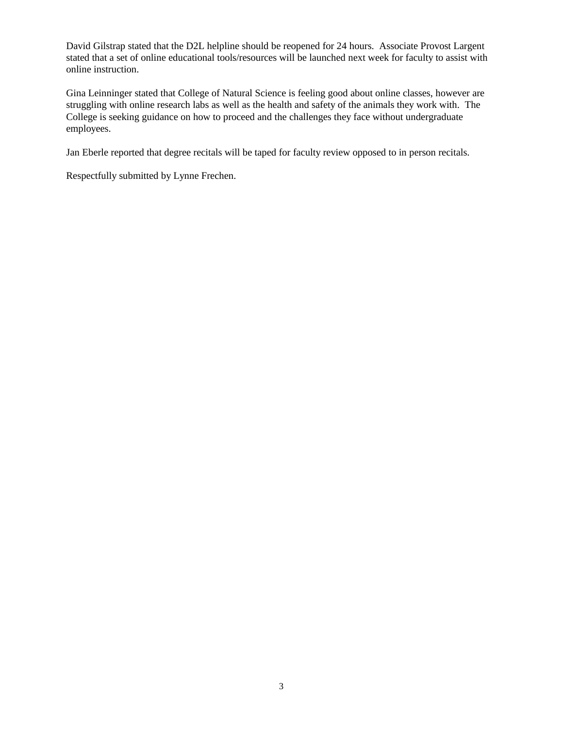David Gilstrap stated that the D2L helpline should be reopened for 24 hours. Associate Provost Largent stated that a set of online educational tools/resources will be launched next week for faculty to assist with online instruction.

Gina Leinninger stated that College of Natural Science is feeling good about online classes, however are struggling with online research labs as well as the health and safety of the animals they work with. The College is seeking guidance on how to proceed and the challenges they face without undergraduate employees.

Jan Eberle reported that degree recitals will be taped for faculty review opposed to in person recitals.

Respectfully submitted by Lynne Frechen.